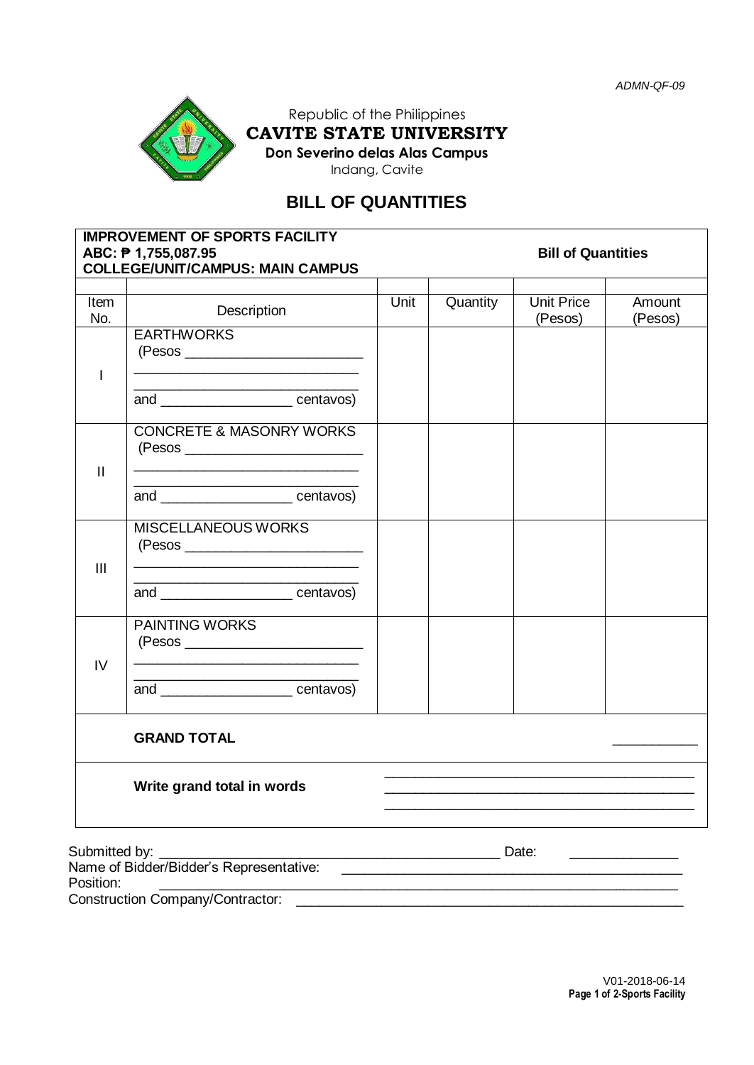*ADMN-QF-09*

Republic of the Philippines
**CAVITE STATE UNIVERSITY**
**Don Severino delas Alas Campus**
Indang, Cavite

# BILL OF QUANTITIES

| **IMPROVEMENT OF SPORTS FACILITY**<br>**ABC: ₱ 1,755,087.95**<br>**COLLEGE/UNIT/CAMPUS: MAIN CAMPUS** | | | | **Bill of Quantities** | |
|---|---|---|---|---|---|
| Item No. | Description | Unit | Quantity | Unit Price (Pesos) | Amount (Pesos) |
| I | EARTHWORKS<br>(Pesos ________________________<br>______________________________<br>______________________________<br>and _________________ centavos) | | | | |
| II | CONCRETE & MASONRY WORKS<br>(Pesos ________________________<br>______________________________<br>______________________________<br>and _________________ centavos) | | | | |
| III | MISCELLANEOUS WORKS<br>(Pesos ________________________<br>______________________________<br>______________________________<br>and _________________ centavos) | | | | |
| IV | PAINTING WORKS<br>(Pesos ________________________<br>______________________________<br>______________________________<br>and _________________ centavos) | | | | |
| | **GRAND TOTAL** | | | | ___________ |
| | **Write grand total in words** | ________________________________________<br>________________________________________<br>________________________________________ | | | |

Submitted by: ______________________________________________ Date: ______________
Name of Bidder/Bidder's Representative: ______________________________________________
Position: ______________________________________________________________________
Construction Company/Contractor: ____________________________________________________

V01-2018-06-14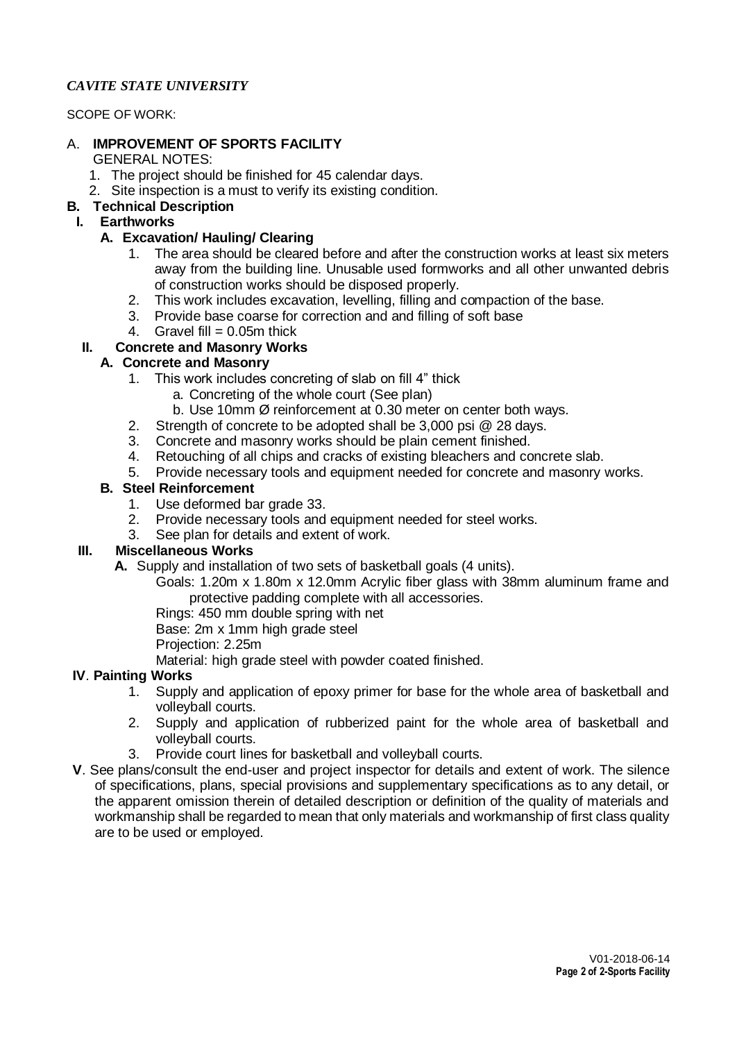*CAVITE STATE UNIVERSITY*

SCOPE OF WORK:

A. **IMPROVEMENT OF SPORTS FACILITY**

GENERAL NOTES:

1. The project should be finished for 45 calendar days.
2. Site inspection is a must to verify its existing condition.

**B. Technical Description**

**I. Earthworks**

**A. Excavation/ Hauling/ Clearing**

1. The area should be cleared before and after the construction works at least six meters away from the building line. Unusable used formworks and all other unwanted debris of construction works should be disposed properly.
2. This work includes excavation, levelling, filling and compaction of the base.
3. Provide base coarse for correction and and filling of soft base
4. Gravel fill = 0.05m thick

**II. Concrete and Masonry Works**

**A. Concrete and Masonry**

1. This work includes concreting of slab on fill 4" thick
   a. Concreting of the whole court (See plan)
   b. Use 10mm Ø reinforcement at 0.30 meter on center both ways.
2. Strength of concrete to be adopted shall be 3,000 psi @ 28 days.
3. Concrete and masonry works should be plain cement finished.
4. Retouching of all chips and cracks of existing bleachers and concrete slab.
5. Provide necessary tools and equipment needed for concrete and masonry works.

**B. Steel Reinforcement**

1. Use deformed bar grade 33.
2. Provide necessary tools and equipment needed for steel works.
3. See plan for details and extent of work.

**III. Miscellaneous Works**

**A.** Supply and installation of two sets of basketball goals (4 units).

Goals: 1.20m x 1.80m x 12.0mm Acrylic fiber glass with 38mm aluminum frame and protective padding complete with all accessories.

Rings: 450 mm double spring with net

Base: 2m x 1mm high grade steel

Projection: 2.25m

Material: high grade steel with powder coated finished.

**IV**. **Painting Works**

1. Supply and application of epoxy primer for base for the whole area of basketball and volleyball courts.
2. Supply and application of rubberized paint for the whole area of basketball and volleyball courts.
3. Provide court lines for basketball and volleyball courts.

**V**. See plans/consult the end-user and project inspector for details and extent of work. The silence of specifications, plans, special provisions and supplementary specifications as to any detail, or the apparent omission therein of detailed description or definition of the quality of materials and workmanship shall be regarded to mean that only materials and workmanship of first class quality are to be used or employed.